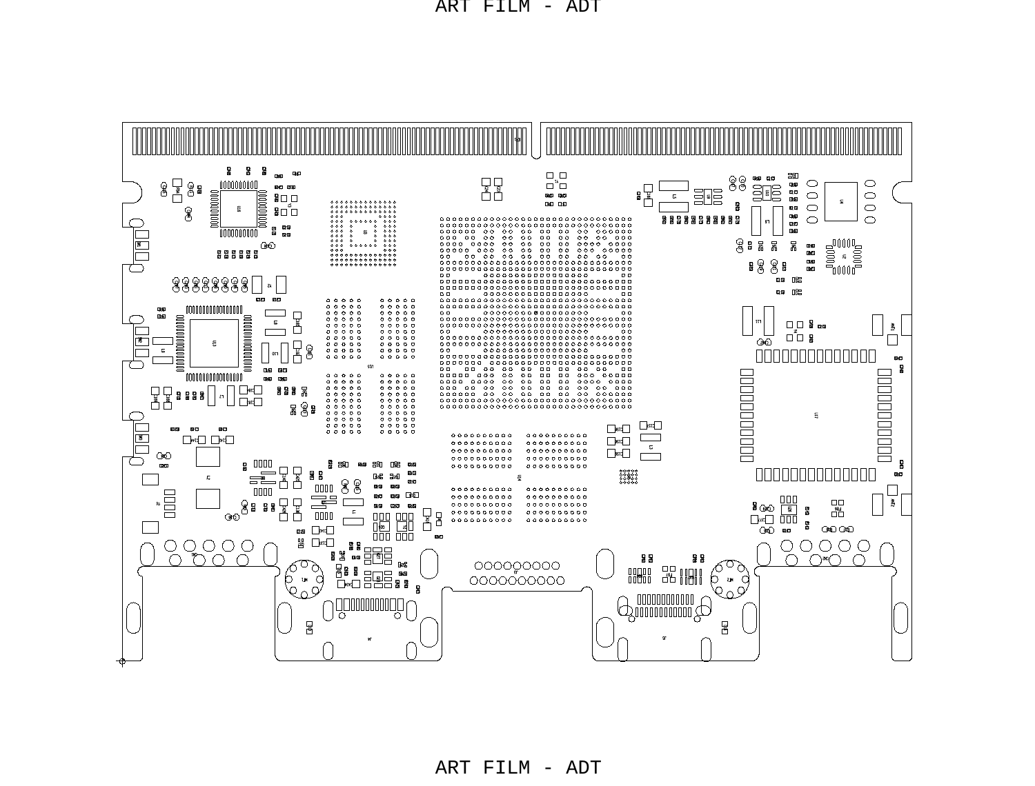ART FILM - ADT

ART FILM - ADT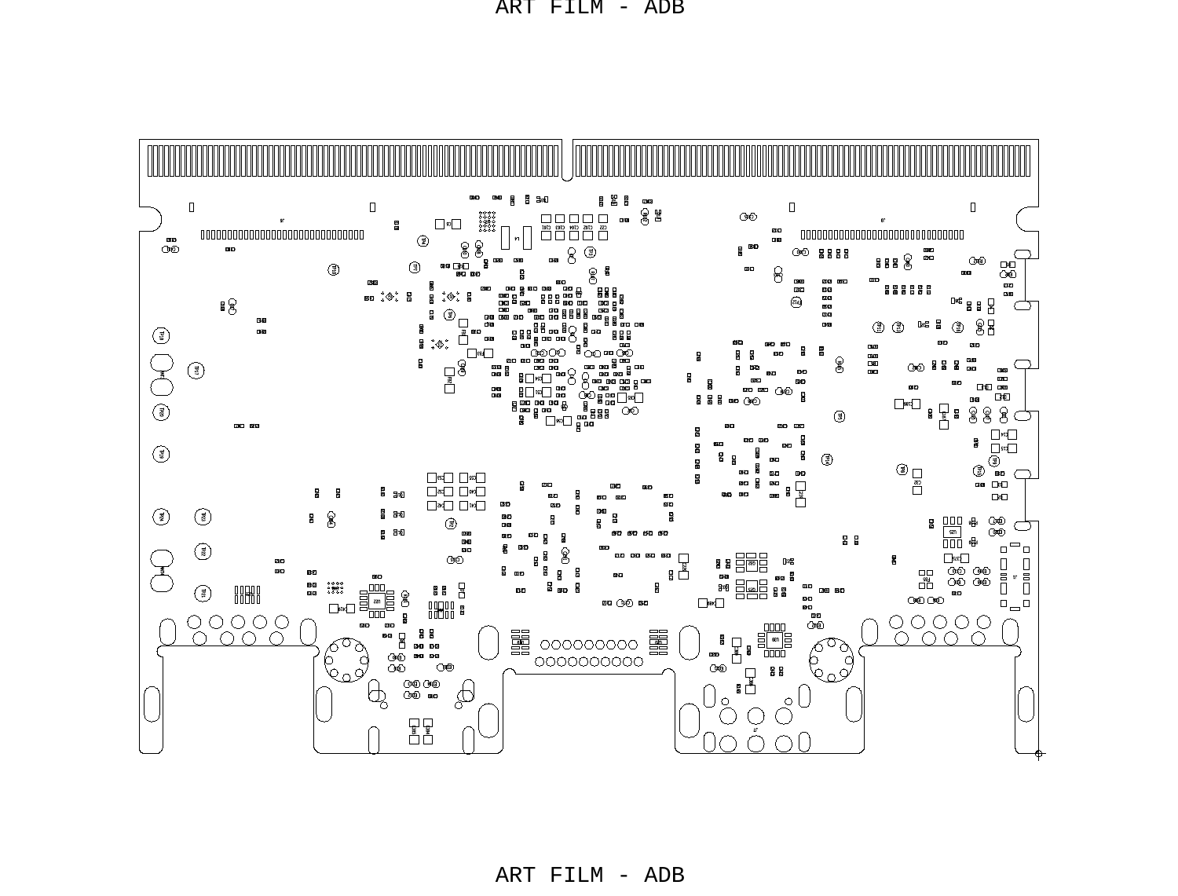ART FILM - ADB

ART FILM - ADB